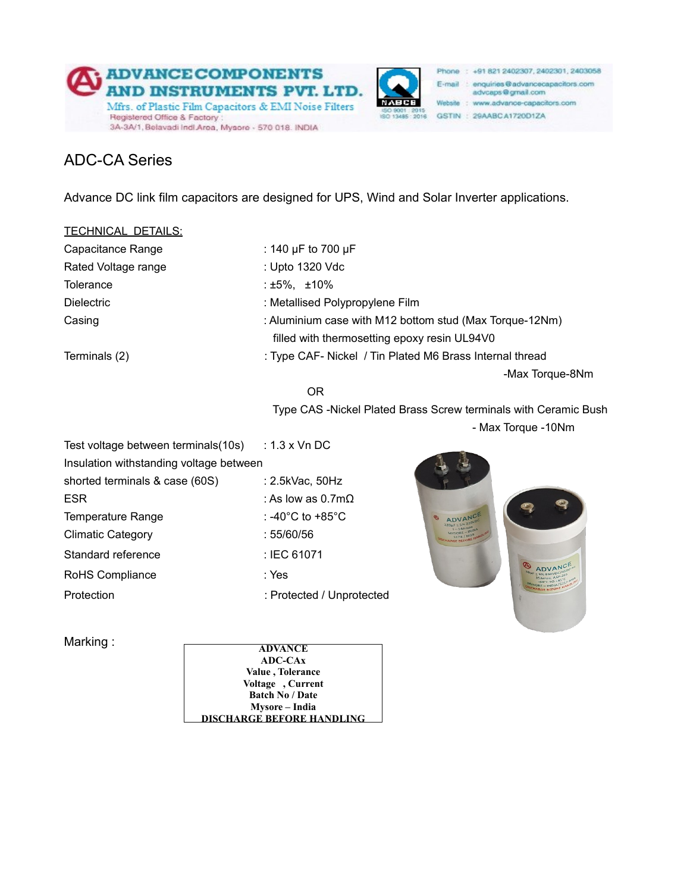**ADVANCE COMPONENTS AND INSTRUMENTS PVT. LTD.**
Mfrs. of Plastic Film Capacitors & EMI Noise Filters
Registered Office & Factory :
3A-3A/1, Belavadi Indl.Area, Mysore - 570 018. INDIA

Phone : +91 821 2402307, 2402301, 2403058
E-mail : enquiries@advancecapacitors.com, advcaps@gmail.com
Website : www.advance-capacitors.com
GSTIN : 29AABCA1720D1ZA

# ADC-CA Series

Advance DC link film capacitors are designed for UPS, Wind and Solar Inverter applications.

TECHNICAL DETAILS:

| | |
|---|---|
| Capacitance Range | : 140 µF to 700 µF |
| Rated Voltage range | : Upto 1320 Vdc |
| Tolerance | : ±5%, ±10% |
| Dielectric | : Metallised Polypropylene Film |
| Casing | : Aluminium case with M12 bottom stud (Max Torque-12Nm) filled with thermosetting epoxy resin UL94V0 |
| Terminals (2) | : Type CAF- Nickel / Tin Plated M6 Brass Internal thread -Max Torque-8Nm<br>OR<br>Type CAS -Nickel Plated Brass Screw terminals with Ceramic Bush - Max Torque -10Nm |
| Test voltage between terminals(10s) | : 1.3 x Vn DC |
| Insulation withstanding voltage between shorted terminals & case (60S) | : 2.5kVac, 50Hz |
| ESR | : As low as 0.7mΩ |
| Temperature Range | : -40°C to +85°C |
| Climatic Category | : 55/60/56 |
| Standard reference | : IEC 61071 |
| RoHS Compliance | : Yes |
| Protection | : Protected / Unprotected |

Marking :

| **ADVANCE** |
|---|
| **ADC-CAx** |
| **Value , Tolerance** |
| **Voltage , Current** |
| **Batch No / Date** |
| **Mysore – India** |
| **DISCHARGE BEFORE HANDLING** |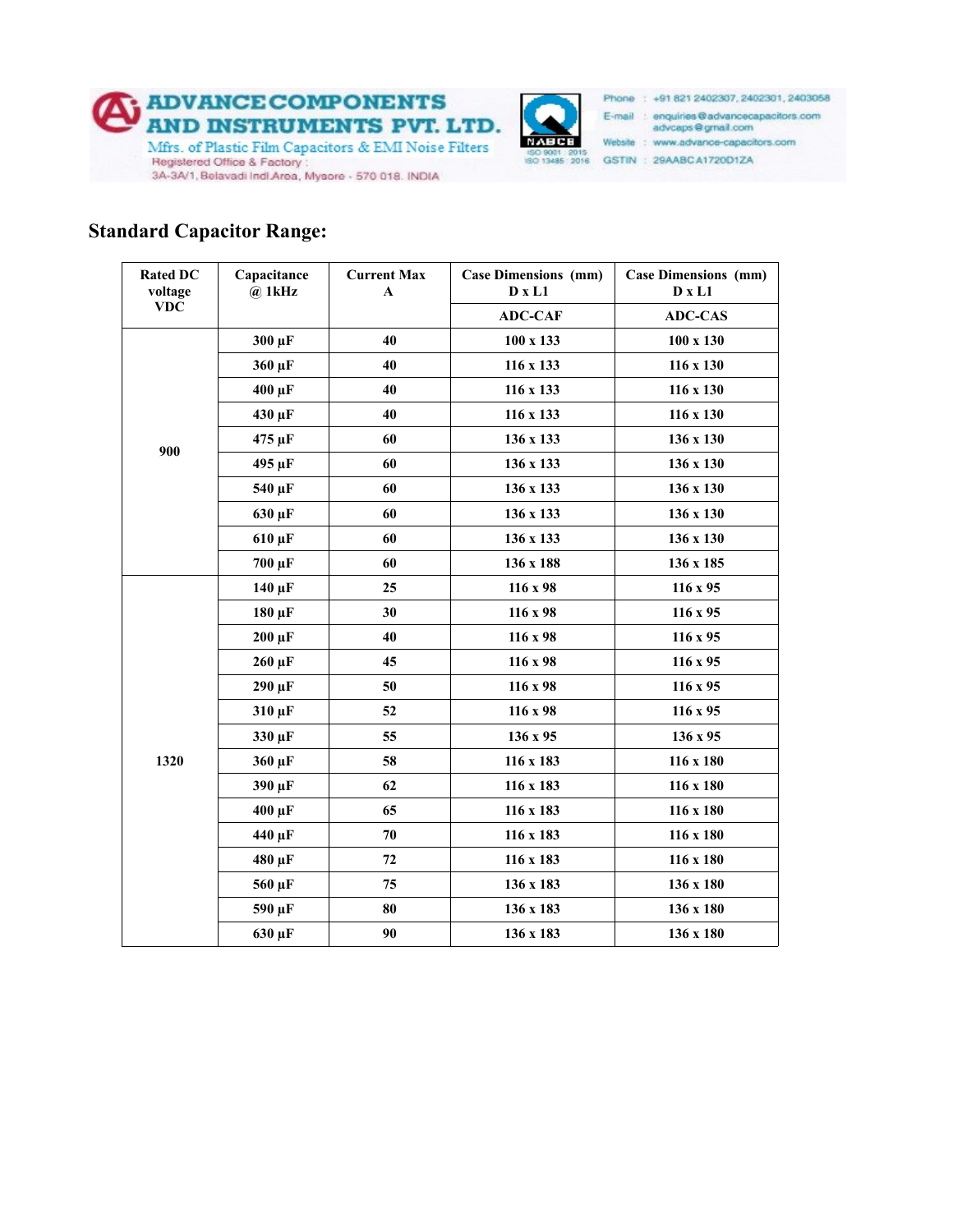## Standard Capacitor Range:

| Rated DC voltage VDC | Capacitance @ 1kHz | Current Max A | Case Dimensions (mm) D x L1 | Case Dimensions (mm) D x L1 |
|---|---|---|---|---|
| | | | ADC-CAF | ADC-CAS |
| 900 | 300 µF | 40 | 100 x 133 | 100 x 130 |
| | 360 µF | 40 | 116 x 133 | 116 x 130 |
| | 400 µF | 40 | 116 x 133 | 116 x 130 |
| | 430 µF | 40 | 116 x 133 | 116 x 130 |
| | 475 µF | 60 | 136 x 133 | 136 x 130 |
| | 495 µF | 60 | 136 x 133 | 136 x 130 |
| | 540 µF | 60 | 136 x 133 | 136 x 130 |
| | 630 µF | 60 | 136 x 133 | 136 x 130 |
| | 610 µF | 60 | 136 x 133 | 136 x 130 |
| | 700 µF | 60 | 136 x 188 | 136 x 185 |
| 1320 | 140 µF | 25 | 116 x 98 | 116 x 95 |
| | 180 µF | 30 | 116 x 98 | 116 x 95 |
| | 200 µF | 40 | 116 x 98 | 116 x 95 |
| | 260 µF | 45 | 116 x 98 | 116 x 95 |
| | 290 µF | 50 | 116 x 98 | 116 x 95 |
| | 310 µF | 52 | 116 x 98 | 116 x 95 |
| | 330 µF | 55 | 136 x 95 | 136 x 95 |
| | 360 µF | 58 | 116 x 183 | 116 x 180 |
| | 390 µF | 62 | 116 x 183 | 116 x 180 |
| | 400 µF | 65 | 116 x 183 | 116 x 180 |
| | 440 µF | 70 | 116 x 183 | 116 x 180 |
| | 480 µF | 72 | 116 x 183 | 116 x 180 |
| | 560 µF | 75 | 136 x 183 | 136 x 180 |
| | 590 µF | 80 | 136 x 183 | 136 x 180 |
| | 630 µF | 90 | 136 x 183 | 136 x 180 |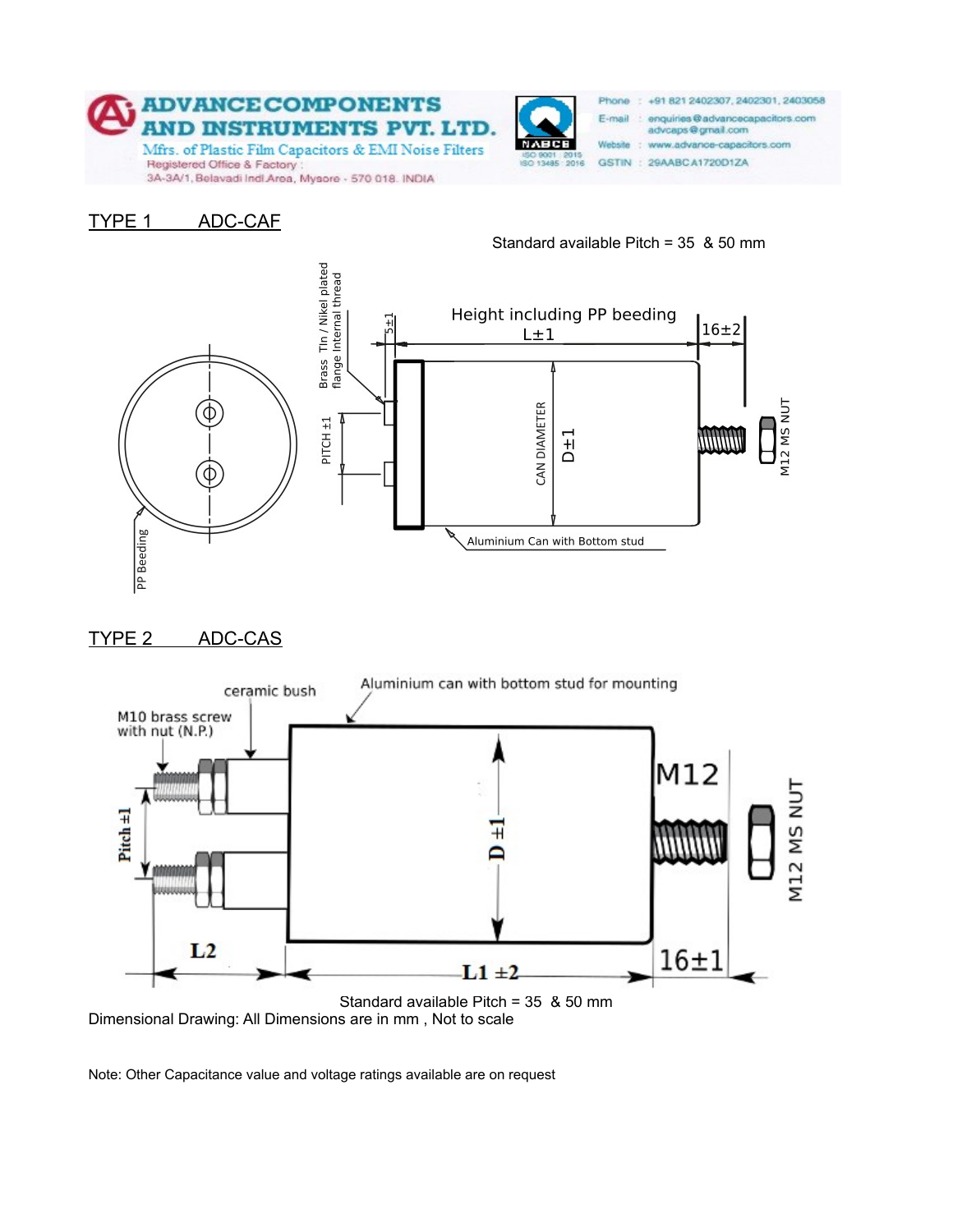**ADVANCE COMPONENTS AND INSTRUMENTS PVT. LTD.**

Mfrs. of Plastic Film Capacitors & EMI Noise Filters

Registered Office & Factory : 3A-3A/1, Belavadi Indl.Area, Mysore - 570 018. INDIA

Phone : +91 821 2402307, 2402301, 2403058
E-mail : enquiries@advancecapacitors.com advcaps@gmail.com
Website : www.advance-capacitors.com
GSTIN : 29AABCA1720D1ZA

ISO 9001 : 2015
ISO 13485 : 2016

## TYPE 1 ADC-CAF

Standard available Pitch = 35 & 50 mm

Brass Tin / Nikel plated flange Internal thread

5±1

Height including PP beeding

L±1

16±2

PITCH ±1

CAN DIAMETER

D±1

M12 MS NUT

PP Beeding

Aluminium Can with Bottom stud

## TYPE 2 ADC-CAS

ceramic bush

Aluminium can with bottom stud for mounting

M10 brass screw with nut (N.P.)

Pitch ±1

D ±1

M12

M12 MS NUT

L2

L1 ±2

16±1

Standard available Pitch = 35 & 50 mm

Dimensional Drawing: All Dimensions are in mm , Not to scale

Note: Other Capacitance value and voltage ratings available are on request